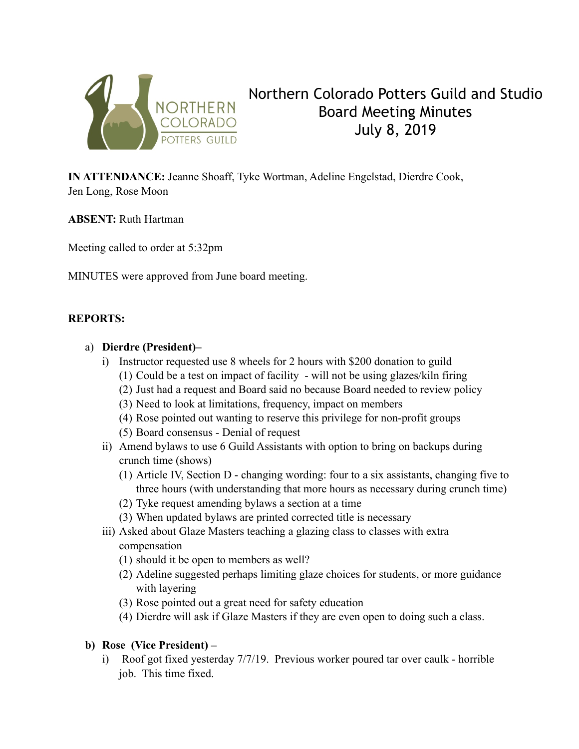# Northern Colorado Potters Guild and Studio Board Meeting Minutes July 8, 2019

**IN ATTENDANCE:** Jeanne Shoaff, Tyke Wortman, Adeline Engelstad, Dierdre Cook, Jen Long, Rose Moon

**ABSENT:** Ruth Hartman

Meeting called to order at 5:32pm

MINUTES were approved from June board meeting.

**REPORTS:**

a) **Dierdre (President)–**
   - i) Instructor requested use 8 wheels for 2 hours with $200 donation to guild
     - (1) Could be a test on impact of facility - will not be using glazes/kiln firing
     - (2) Just had a request and Board said no because Board needed to review policy
     - (3) Need to look at limitations, frequency, impact on members
     - (4) Rose pointed out wanting to reserve this privilege for non-profit groups
     - (5) Board consensus - Denial of request
   - ii) Amend bylaws to use 6 Guild Assistants with option to bring on backups during crunch time (shows)
     - (1) Article IV, Section D - changing wording: four to a six assistants, changing five to three hours (with understanding that more hours as necessary during crunch time)
     - (2) Tyke request amending bylaws a section at a time
     - (3) When updated bylaws are printed corrected title is necessary
   - iii) Asked about Glaze Masters teaching a glazing class to classes with extra compensation
     - (1) should it be open to members as well?
     - (2) Adeline suggested perhaps limiting glaze choices for students, or more guidance with layering
     - (3) Rose pointed out a great need for safety education
     - (4) Dierdre will ask if Glaze Masters if they are even open to doing such a class.

**b) Rose (Vice President) –**
   - i) Roof got fixed yesterday 7/7/19. Previous worker poured tar over caulk - horrible job. This time fixed.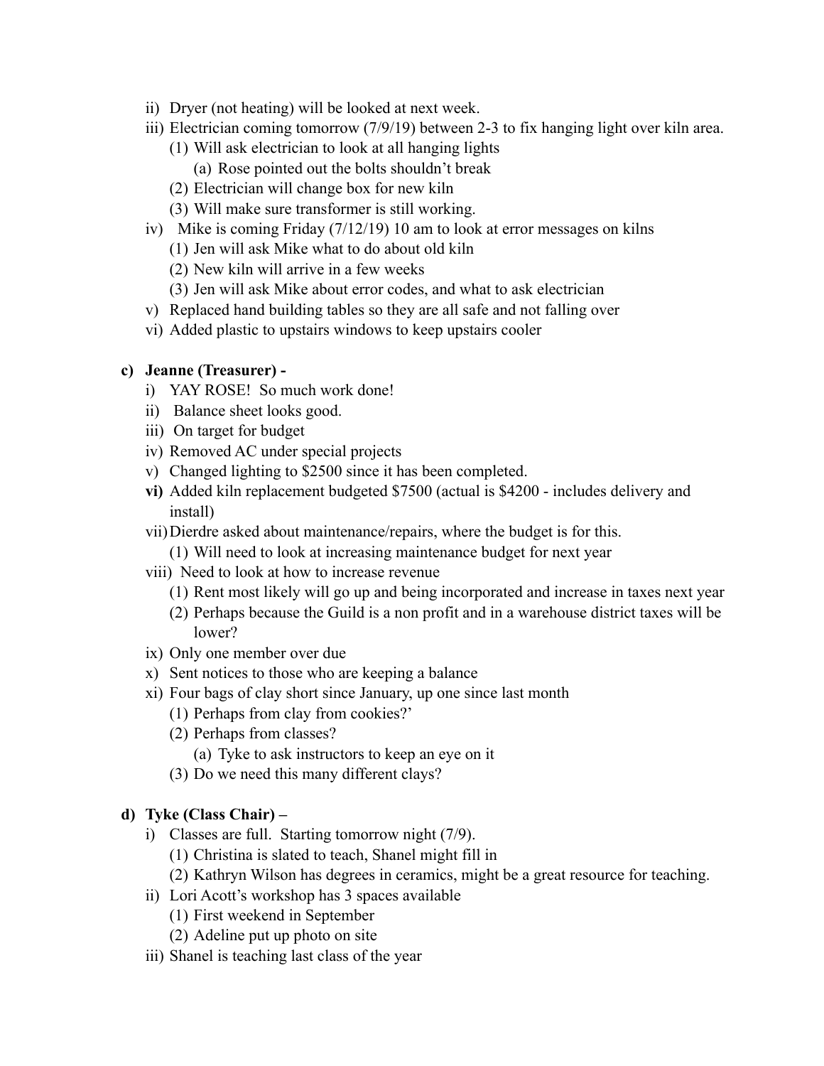- ii) Dryer (not heating) will be looked at next week.
- iii) Electrician coming tomorrow (7/9/19) between 2-3 to fix hanging light over kiln area.
    - (1) Will ask electrician to look at all hanging lights
        - (a) Rose pointed out the bolts shouldn't break
    - (2) Electrician will change box for new kiln
    - (3) Will make sure transformer is still working.
- iv) Mike is coming Friday (7/12/19) 10 am to look at error messages on kilns
    - (1) Jen will ask Mike what to do about old kiln
    - (2) New kiln will arrive in a few weeks
    - (3) Jen will ask Mike about error codes, and what to ask electrician
- v) Replaced hand building tables so they are all safe and not falling over
- vi) Added plastic to upstairs windows to keep upstairs cooler

**c) Jeanne (Treasurer) -**

- i) YAY ROSE! So much work done!
- ii) Balance sheet looks good.
- iii) On target for budget
- iv) Removed AC under special projects
- v) Changed lighting to $2500 since it has been completed.
- **vi)** Added kiln replacement budgeted $7500 (actual is $4200 - includes delivery and install)
- vii) Dierdre asked about maintenance/repairs, where the budget is for this.
    - (1) Will need to look at increasing maintenance budget for next year
- viii) Need to look at how to increase revenue
    - (1) Rent most likely will go up and being incorporated and increase in taxes next year
    - (2) Perhaps because the Guild is a non profit and in a warehouse district taxes will be lower?
- ix) Only one member over due
- x) Sent notices to those who are keeping a balance
- xi) Four bags of clay short since January, up one since last month
    - (1) Perhaps from clay from cookies?'
    - (2) Perhaps from classes?
        - (a) Tyke to ask instructors to keep an eye on it
    - (3) Do we need this many different clays?

**d) Tyke (Class Chair) –**

- i) Classes are full. Starting tomorrow night (7/9).
    - (1) Christina is slated to teach, Shanel might fill in
    - (2) Kathryn Wilson has degrees in ceramics, might be a great resource for teaching.
- ii) Lori Acott's workshop has 3 spaces available
    - (1) First weekend in September
    - (2) Adeline put up photo on site
- iii) Shanel is teaching last class of the year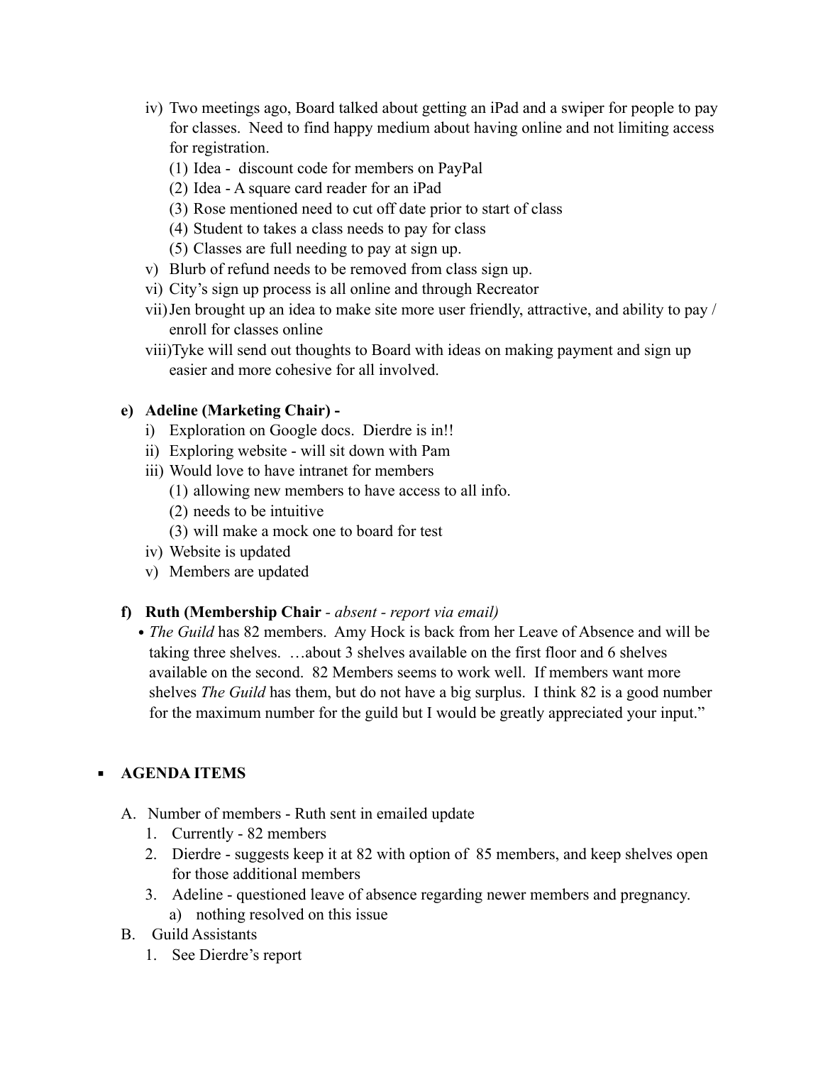- iv) Two meetings ago, Board talked about getting an iPad and a swiper for people to pay for classes. Need to find happy medium about having online and not limiting access for registration.
  - (1) Idea - discount code for members on PayPal
  - (2) Idea - A square card reader for an iPad
  - (3) Rose mentioned need to cut off date prior to start of class
  - (4) Student to takes a class needs to pay for class
  - (5) Classes are full needing to pay at sign up.
- v) Blurb of refund needs to be removed from class sign up.
- vi) City's sign up process is all online and through Recreator
- vii) Jen brought up an idea to make site more user friendly, attractive, and ability to pay / enroll for classes online
- viii) Tyke will send out thoughts to Board with ideas on making payment and sign up easier and more cohesive for all involved.

**e) Adeline (Marketing Chair) -**

- i) Exploration on Google docs. Dierdre is in!!
- ii) Exploring website - will sit down with Pam
- iii) Would love to have intranet for members
  - (1) allowing new members to have access to all info.
  - (2) needs to be intuitive
  - (3) will make a mock one to board for test
- iv) Website is updated
- v) Members are updated

**f) Ruth (Membership Chair** - *absent - report via email)*

- *The Guild* has 82 members. Amy Hock is back from her Leave of Absence and will be taking three shelves. …about 3 shelves available on the first floor and 6 shelves available on the second. 82 Members seems to work well. If members want more shelves *The Guild* has them, but do not have a big surplus. I think 82 is a good number for the maximum number for the guild but I would be greatly appreciated your input."

## AGENDA ITEMS

A. Number of members - Ruth sent in emailed update
   1. Currently - 82 members
   2. Dierdre - suggests keep it at 82 with option of 85 members, and keep shelves open for those additional members
   3. Adeline - questioned leave of absence regarding newer members and pregnancy.
      a) nothing resolved on this issue

B. Guild Assistants
   1. See Dierdre's report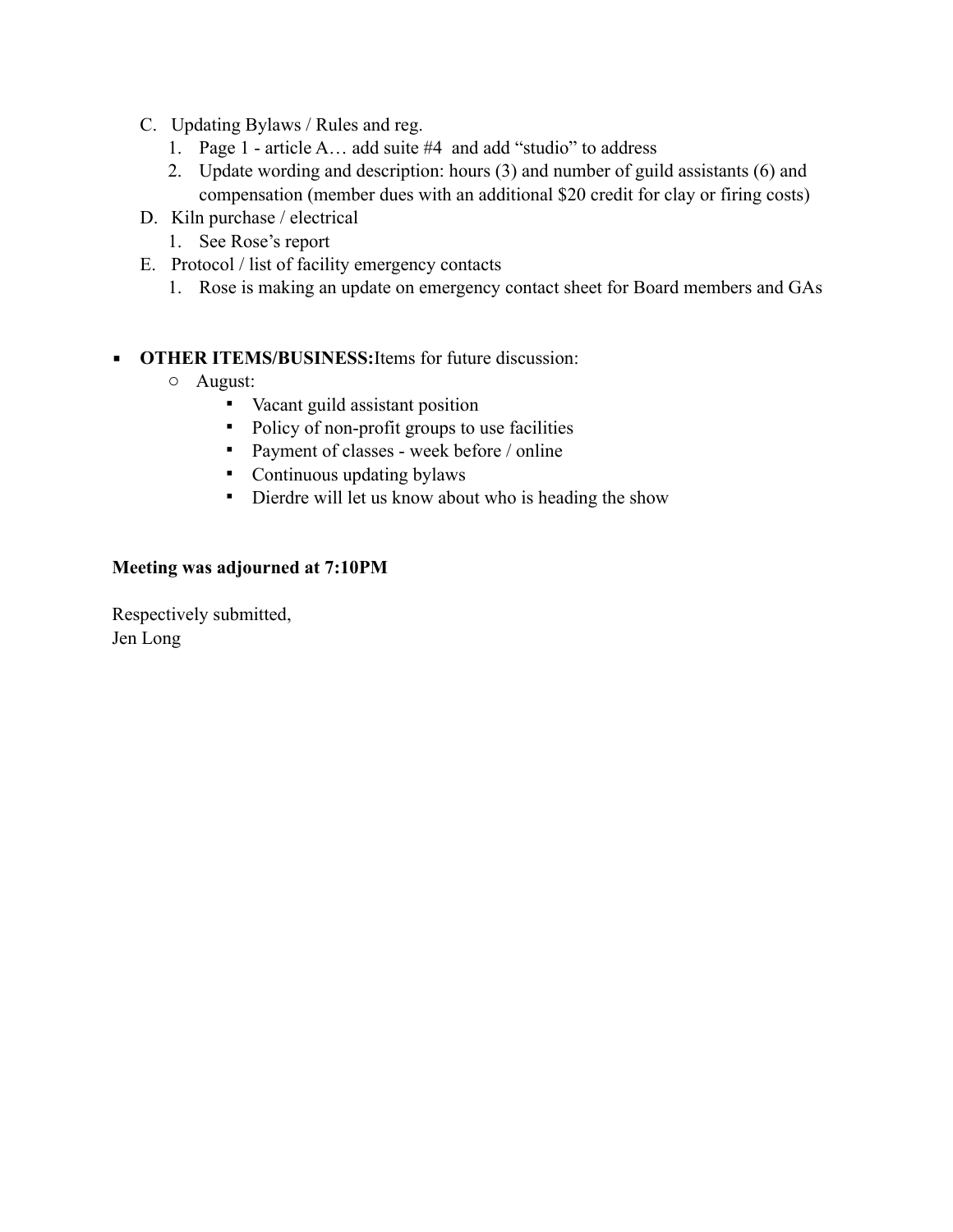C. Updating Bylaws / Rules and reg.
    1. Page 1 - article A… add suite #4 and add “studio” to address
    2. Update wording and description: hours (3) and number of guild assistants (6) and compensation (member dues with an additional $20 credit for clay or firing costs)

D. Kiln purchase / electrical
    1. See Rose’s report

E. Protocol / list of facility emergency contacts
    1. Rose is making an update on emergency contact sheet for Board members and GAs

- **OTHER ITEMS/BUSINESS:** Items for future discussion:
    - August:
        - Vacant guild assistant position
        - Policy of non-profit groups to use facilities
        - Payment of classes - week before / online
        - Continuous updating bylaws
        - Dierdre will let us know about who is heading the show

**Meeting was adjourned at 7:10PM**

Respectively submitted,
Jen Long